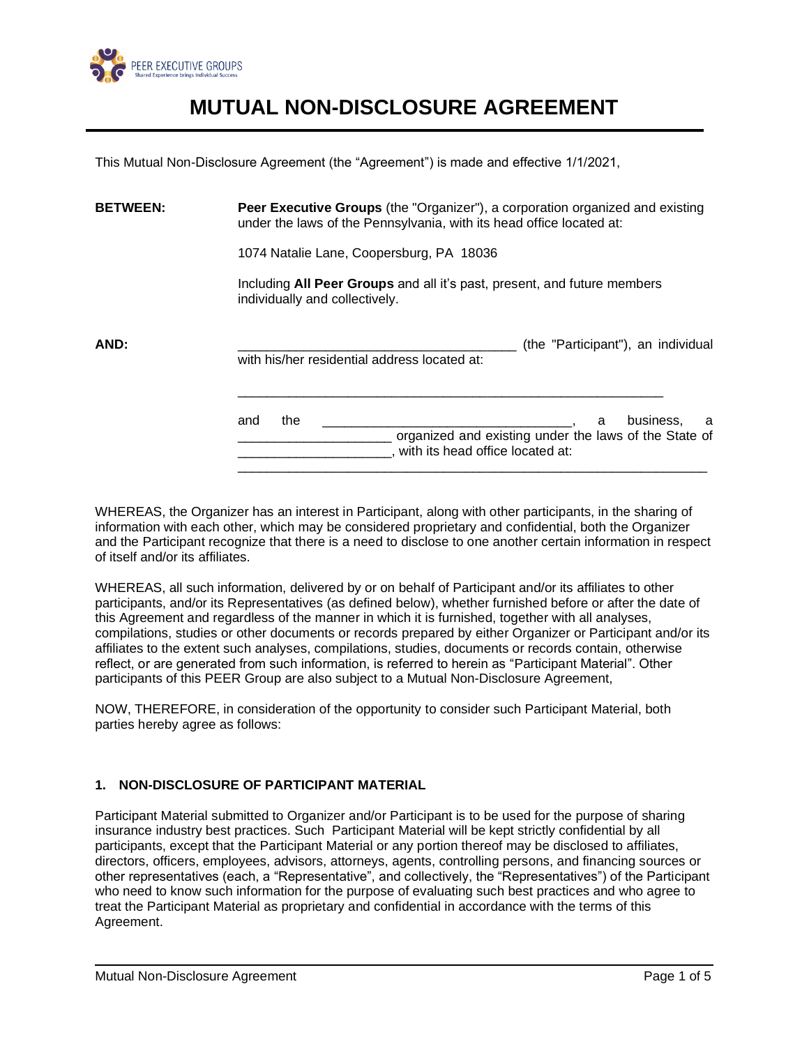# MUTUAL NON-DISCLOSURE AGREEMENT

This Mutual Non-Disclosure Agreement (the "Agreement") is made and effective 1/1/2021,

**BETWEEN:** **Peer Executive Groups** (the "Organizer"), a corporation organized and existing under the laws of the Pennsylvania, with its head office located at:

1074 Natalie Lane, Coopersburg, PA 18036

Including **All Peer Groups** and all it's past, present, and future members individually and collectively.

**AND:** ______________________________________ (the "Participant"), an individual with his/her residential address located at:

____________________________________________________________

and the __________________________________, a business, a ____________________ organized and existing under the laws of the State of ____________________, with its head office located at:

__________________________________________________________________

WHEREAS, the Organizer has an interest in Participant, along with other participants, in the sharing of information with each other, which may be considered proprietary and confidential, both the Organizer and the Participant recognize that there is a need to disclose to one another certain information in respect of itself and/or its affiliates.

WHEREAS, all such information, delivered by or on behalf of Participant and/or its affiliates to other participants, and/or its Representatives (as defined below), whether furnished before or after the date of this Agreement and regardless of the manner in which it is furnished, together with all analyses, compilations, studies or other documents or records prepared by either Organizer or Participant and/or its affiliates to the extent such analyses, compilations, studies, documents or records contain, otherwise reflect, or are generated from such information, is referred to herein as "Participant Material". Other participants of this PEER Group are also subject to a Mutual Non-Disclosure Agreement,

NOW, THEREFORE, in consideration of the opportunity to consider such Participant Material, both parties hereby agree as follows:

### 1. NON-DISCLOSURE OF PARTICIPANT MATERIAL

Participant Material submitted to Organizer and/or Participant is to be used for the purpose of sharing insurance industry best practices. Such Participant Material will be kept strictly confidential by all participants, except that the Participant Material or any portion thereof may be disclosed to affiliates, directors, officers, employees, advisors, attorneys, agents, controlling persons, and financing sources or other representatives (each, a "Representative", and collectively, the "Representatives") of the Participant who need to know such information for the purpose of evaluating such best practices and who agree to treat the Participant Material as proprietary and confidential in accordance with the terms of this Agreement.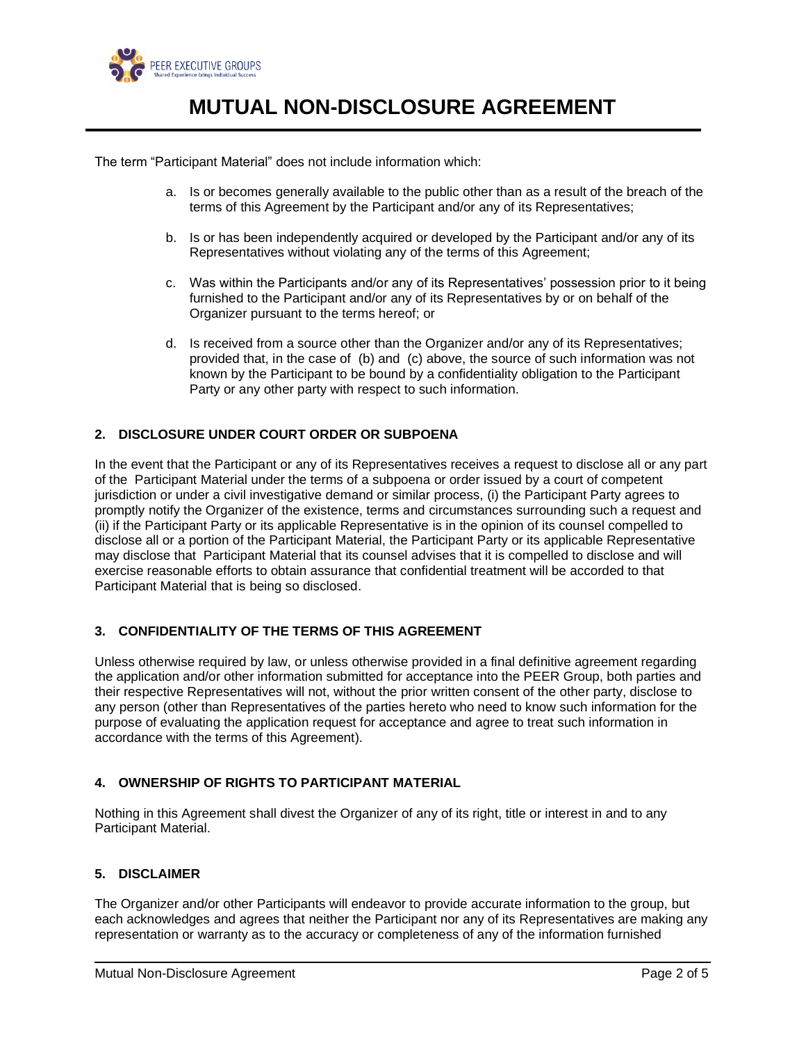The term "Participant Material" does not include information which:

a. Is or becomes generally available to the public other than as a result of the breach of the terms of this Agreement by the Participant and/or any of its Representatives;

b. Is or has been independently acquired or developed by the Participant and/or any of its Representatives without violating any of the terms of this Agreement;

c. Was within the Participants and/or any of its Representatives' possession prior to it being furnished to the Participant and/or any of its Representatives by or on behalf of the Organizer pursuant to the terms hereof; or

d. Is received from a source other than the Organizer and/or any of its Representatives; provided that, in the case of (b) and (c) above, the source of such information was not known by the Participant to be bound by a confidentiality obligation to the Participant Party or any other party with respect to such information.

## 2. DISCLOSURE UNDER COURT ORDER OR SUBPOENA

In the event that the Participant or any of its Representatives receives a request to disclose all or any part of the Participant Material under the terms of a subpoena or order issued by a court of competent jurisdiction or under a civil investigative demand or similar process, (i) the Participant Party agrees to promptly notify the Organizer of the existence, terms and circumstances surrounding such a request and (ii) if the Participant Party or its applicable Representative is in the opinion of its counsel compelled to disclose all or a portion of the Participant Material, the Participant Party or its applicable Representative may disclose that Participant Material that its counsel advises that it is compelled to disclose and will exercise reasonable efforts to obtain assurance that confidential treatment will be accorded to that Participant Material that is being so disclosed.

## 3. CONFIDENTIALITY OF THE TERMS OF THIS AGREEMENT

Unless otherwise required by law, or unless otherwise provided in a final definitive agreement regarding the application and/or other information submitted for acceptance into the PEER Group, both parties and their respective Representatives will not, without the prior written consent of the other party, disclose to any person (other than Representatives of the parties hereto who need to know such information for the purpose of evaluating the application request for acceptance and agree to treat such information in accordance with the terms of this Agreement).

## 4. OWNERSHIP OF RIGHTS TO PARTICIPANT MATERIAL

Nothing in this Agreement shall divest the Organizer of any of its right, title or interest in and to any Participant Material.

## 5. DISCLAIMER

The Organizer and/or other Participants will endeavor to provide accurate information to the group, but each acknowledges and agrees that neither the Participant nor any of its Representatives are making any representation or warranty as to the accuracy or completeness of any of the information furnished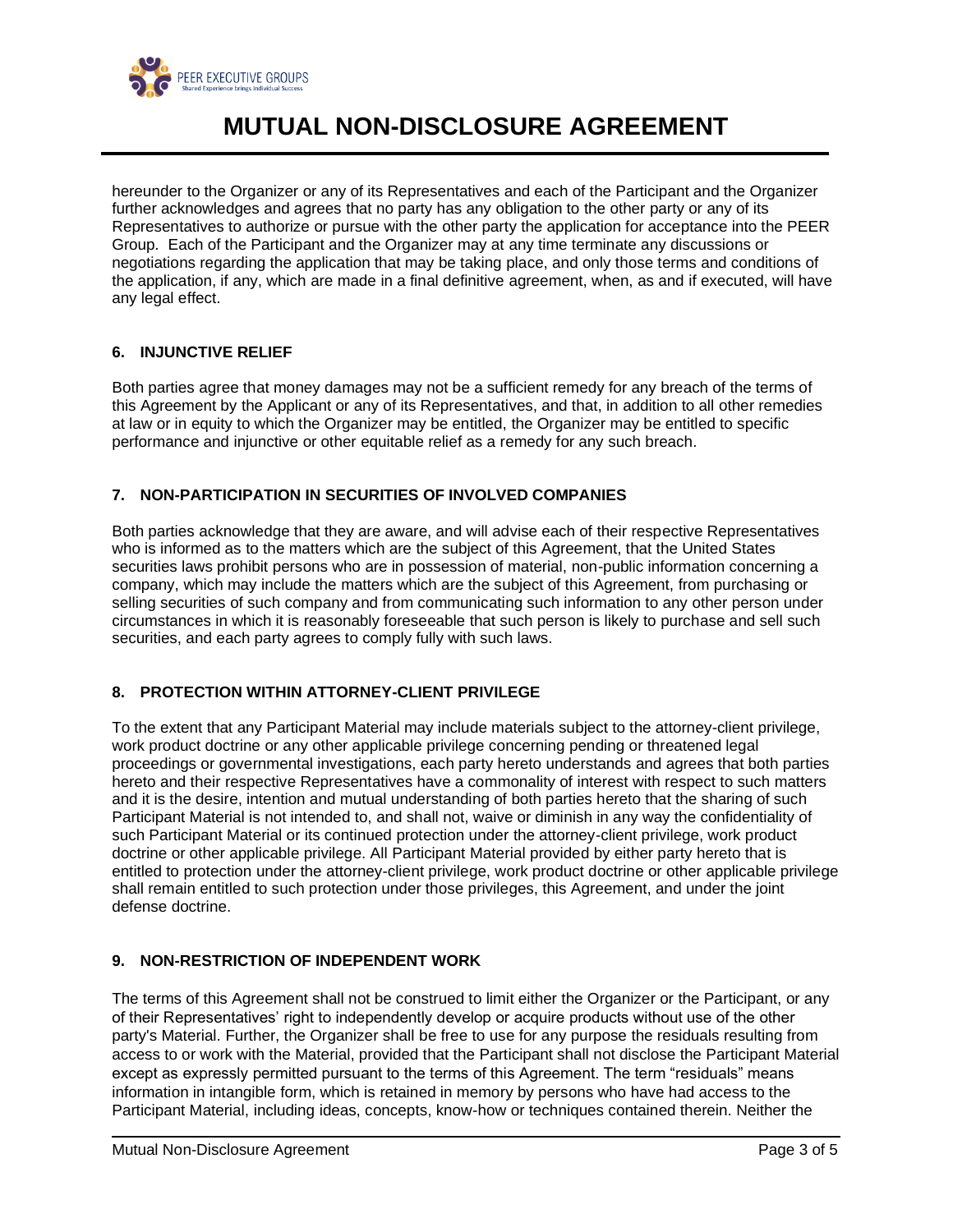hereunder to the Organizer or any of its Representatives and each of the Participant and the Organizer further acknowledges and agrees that no party has any obligation to the other party or any of its Representatives to authorize or pursue with the other party the application for acceptance into the PEER Group. Each of the Participant and the Organizer may at any time terminate any discussions or negotiations regarding the application that may be taking place, and only those terms and conditions of the application, if any, which are made in a final definitive agreement, when, as and if executed, will have any legal effect.

### 6. INJUNCTIVE RELIEF

Both parties agree that money damages may not be a sufficient remedy for any breach of the terms of this Agreement by the Applicant or any of its Representatives, and that, in addition to all other remedies at law or in equity to which the Organizer may be entitled, the Organizer may be entitled to specific performance and injunctive or other equitable relief as a remedy for any such breach.

### 7. NON-PARTICIPATION IN SECURITIES OF INVOLVED COMPANIES

Both parties acknowledge that they are aware, and will advise each of their respective Representatives who is informed as to the matters which are the subject of this Agreement, that the United States securities laws prohibit persons who are in possession of material, non-public information concerning a company, which may include the matters which are the subject of this Agreement, from purchasing or selling securities of such company and from communicating such information to any other person under circumstances in which it is reasonably foreseeable that such person is likely to purchase and sell such securities, and each party agrees to comply fully with such laws.

### 8. PROTECTION WITHIN ATTORNEY-CLIENT PRIVILEGE

To the extent that any Participant Material may include materials subject to the attorney-client privilege, work product doctrine or any other applicable privilege concerning pending or threatened legal proceedings or governmental investigations, each party hereto understands and agrees that both parties hereto and their respective Representatives have a commonality of interest with respect to such matters and it is the desire, intention and mutual understanding of both parties hereto that the sharing of such Participant Material is not intended to, and shall not, waive or diminish in any way the confidentiality of such Participant Material or its continued protection under the attorney-client privilege, work product doctrine or other applicable privilege. All Participant Material provided by either party hereto that is entitled to protection under the attorney-client privilege, work product doctrine or other applicable privilege shall remain entitled to such protection under those privileges, this Agreement, and under the joint defense doctrine.

### 9. NON-RESTRICTION OF INDEPENDENT WORK

The terms of this Agreement shall not be construed to limit either the Organizer or the Participant, or any of their Representatives' right to independently develop or acquire products without use of the other party's Material. Further, the Organizer shall be free to use for any purpose the residuals resulting from access to or work with the Material, provided that the Participant shall not disclose the Participant Material except as expressly permitted pursuant to the terms of this Agreement. The term "residuals" means information in intangible form, which is retained in memory by persons who have had access to the Participant Material, including ideas, concepts, know-how or techniques contained therein. Neither the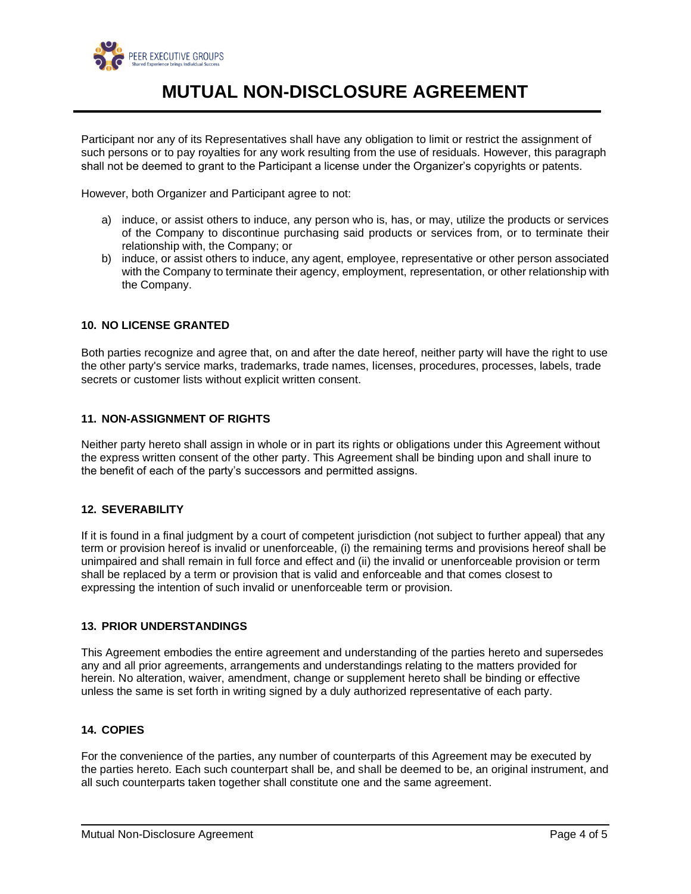Participant nor any of its Representatives shall have any obligation to limit or restrict the assignment of such persons or to pay royalties for any work resulting from the use of residuals. However, this paragraph shall not be deemed to grant to the Participant a license under the Organizer's copyrights or patents.

However, both Organizer and Participant agree to not:

a) induce, or assist others to induce, any person who is, has, or may, utilize the products or services of the Company to discontinue purchasing said products or services from, or to terminate their relationship with, the Company; or
b) induce, or assist others to induce, any agent, employee, representative or other person associated with the Company to terminate their agency, employment, representation, or other relationship with the Company.

**10. NO LICENSE GRANTED**

Both parties recognize and agree that, on and after the date hereof, neither party will have the right to use the other party's service marks, trademarks, trade names, licenses, procedures, processes, labels, trade secrets or customer lists without explicit written consent.

**11. NON-ASSIGNMENT OF RIGHTS**

Neither party hereto shall assign in whole or in part its rights or obligations under this Agreement without the express written consent of the other party. This Agreement shall be binding upon and shall inure to the benefit of each of the party's successors and permitted assigns.

**12. SEVERABILITY**

If it is found in a final judgment by a court of competent jurisdiction (not subject to further appeal) that any term or provision hereof is invalid or unenforceable, (i) the remaining terms and provisions hereof shall be unimpaired and shall remain in full force and effect and (ii) the invalid or unenforceable provision or term shall be replaced by a term or provision that is valid and enforceable and that comes closest to expressing the intention of such invalid or unenforceable term or provision.

**13. PRIOR UNDERSTANDINGS**

This Agreement embodies the entire agreement and understanding of the parties hereto and supersedes any and all prior agreements, arrangements and understandings relating to the matters provided for herein. No alteration, waiver, amendment, change or supplement hereto shall be binding or effective unless the same is set forth in writing signed by a duly authorized representative of each party.

**14. COPIES**

For the convenience of the parties, any number of counterparts of this Agreement may be executed by the parties hereto. Each such counterpart shall be, and shall be deemed to be, an original instrument, and all such counterparts taken together shall constitute one and the same agreement.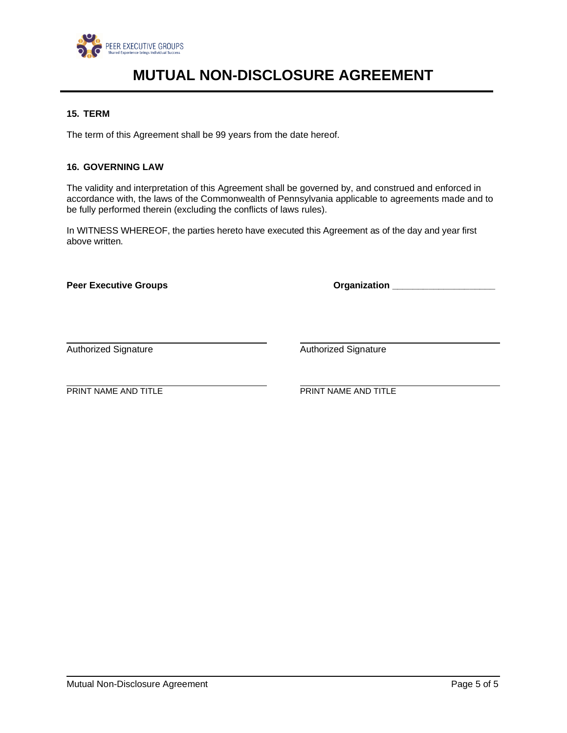# MUTUAL NON-DISCLOSURE AGREEMENT

**15. TERM**

The term of this Agreement shall be 99 years from the date hereof.

**16. GOVERNING LAW**

The validity and interpretation of this Agreement shall be governed by, and construed and enforced in accordance with, the laws of the Commonwealth of Pennsylvania applicable to agreements made and to be fully performed therein (excluding the conflicts of laws rules).

In WITNESS WHEREOF, the parties hereto have executed this Agreement as of the day and year first above written.

| **Peer Executive Groups** | **Organization ___________________** |
| --- | --- |
| ______________________________ | ______________________________ |
| Authorized Signature | Authorized Signature |
| ______________________________ | ______________________________ |
| PRINT NAME AND TITLE | PRINT NAME AND TITLE |